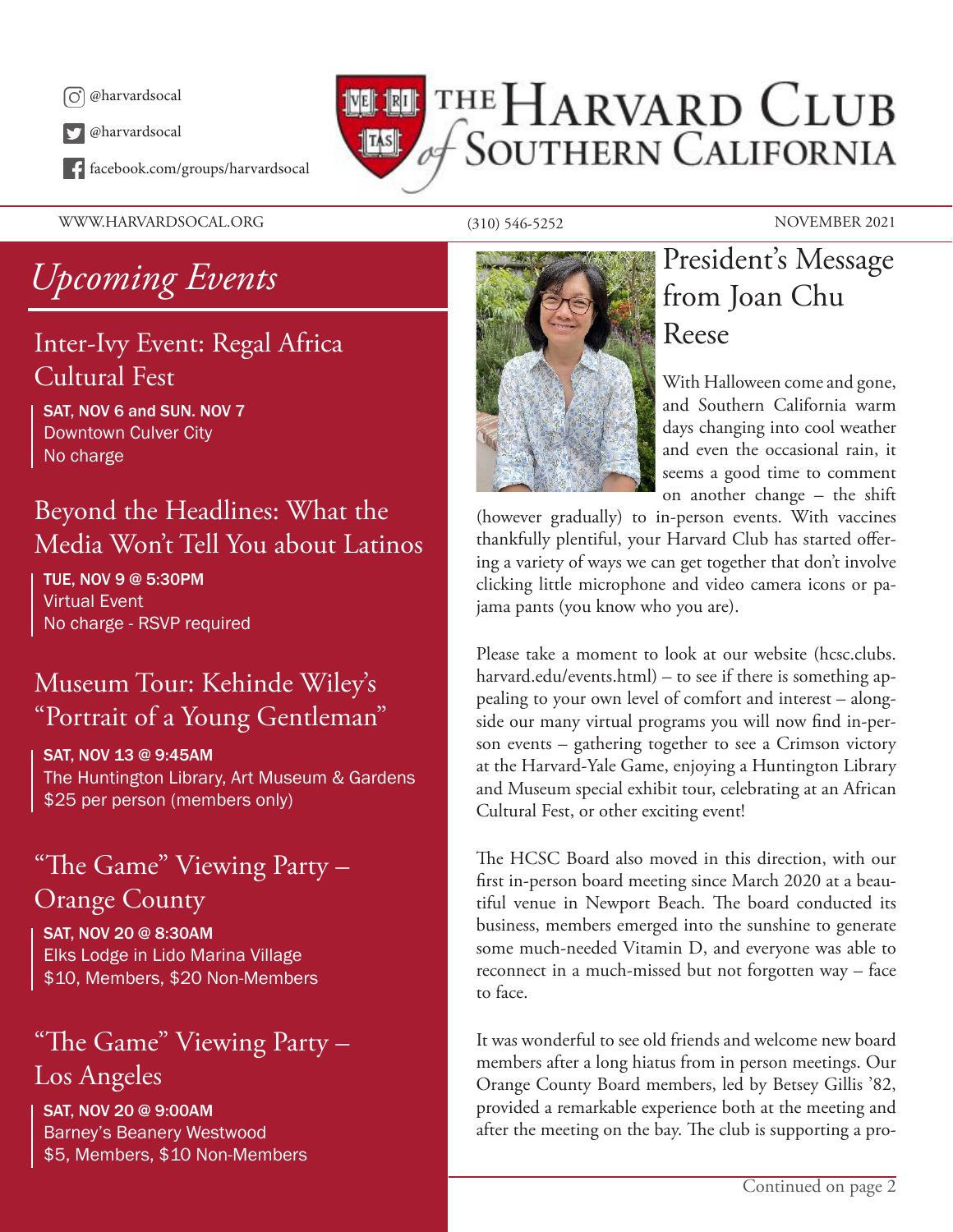@harvardsocal

@harvardsocal

facebook.com/groups/harvardsocal

# The Harvard Club of Southern California

WWW.HARVARDSOCAL.ORG (310) 546-5252 NOVEMBER 2021

## *Upcoming Events*

### Inter-Ivy Event: Regal Africa Cultural Fest

**SAT, NOV 6 and SUN. NOV 7**
Downtown Culver City
No charge

### Beyond the Headlines: What the Media Won't Tell You about Latinos

**TUE, NOV 9 @ 5:30PM**
Virtual Event
No charge - RSVP required

### Museum Tour: Kehinde Wiley's "Portrait of a Young Gentleman"

**SAT, NOV 13 @ 9:45AM**
The Huntington Library, Art Museum & Gardens
$25 per person (members only)

### "The Game" Viewing Party – Orange County

**SAT, NOV 20 @ 8:30AM**
Elks Lodge in Lido Marina Village
$10, Members, $20 Non-Members

### "The Game" Viewing Party – Los Angeles

**SAT, NOV 20 @ 9:00AM**
Barney's Beanery Westwood
$5, Members, $10 Non-Members

## President's Message from Joan Chu Reese

With Halloween come and gone, and Southern California warm days changing into cool weather and even the occasional rain, it seems a good time to comment on another change – the shift (however gradually) to in-person events. With vaccines thankfully plentiful, your Harvard Club has started offering a variety of ways we can get together that don't involve clicking little microphone and video camera icons or pajama pants (you know who you are).

Please take a moment to look at our website (hcsc.clubs.harvard.edu/events.html) – to see if there is something appealing to your own level of comfort and interest – alongside our many virtual programs you will now find in-person events – gathering together to see a Crimson victory at the Harvard-Yale Game, enjoying a Huntington Library and Museum special exhibit tour, celebrating at an African Cultural Fest, or other exciting event!

The HCSC Board also moved in this direction, with our first in-person board meeting since March 2020 at a beautiful venue in Newport Beach. The board conducted its business, members emerged into the sunshine to generate some much-needed Vitamin D, and everyone was able to reconnect in a much-missed but not forgotten way – face to face.

It was wonderful to see old friends and welcome new board members after a long hiatus from in person meetings. Our Orange County Board members, led by Betsey Gillis '82, provided a remarkable experience both at the meeting and after the meeting on the bay. The club is supporting a pro-

Continued on page 2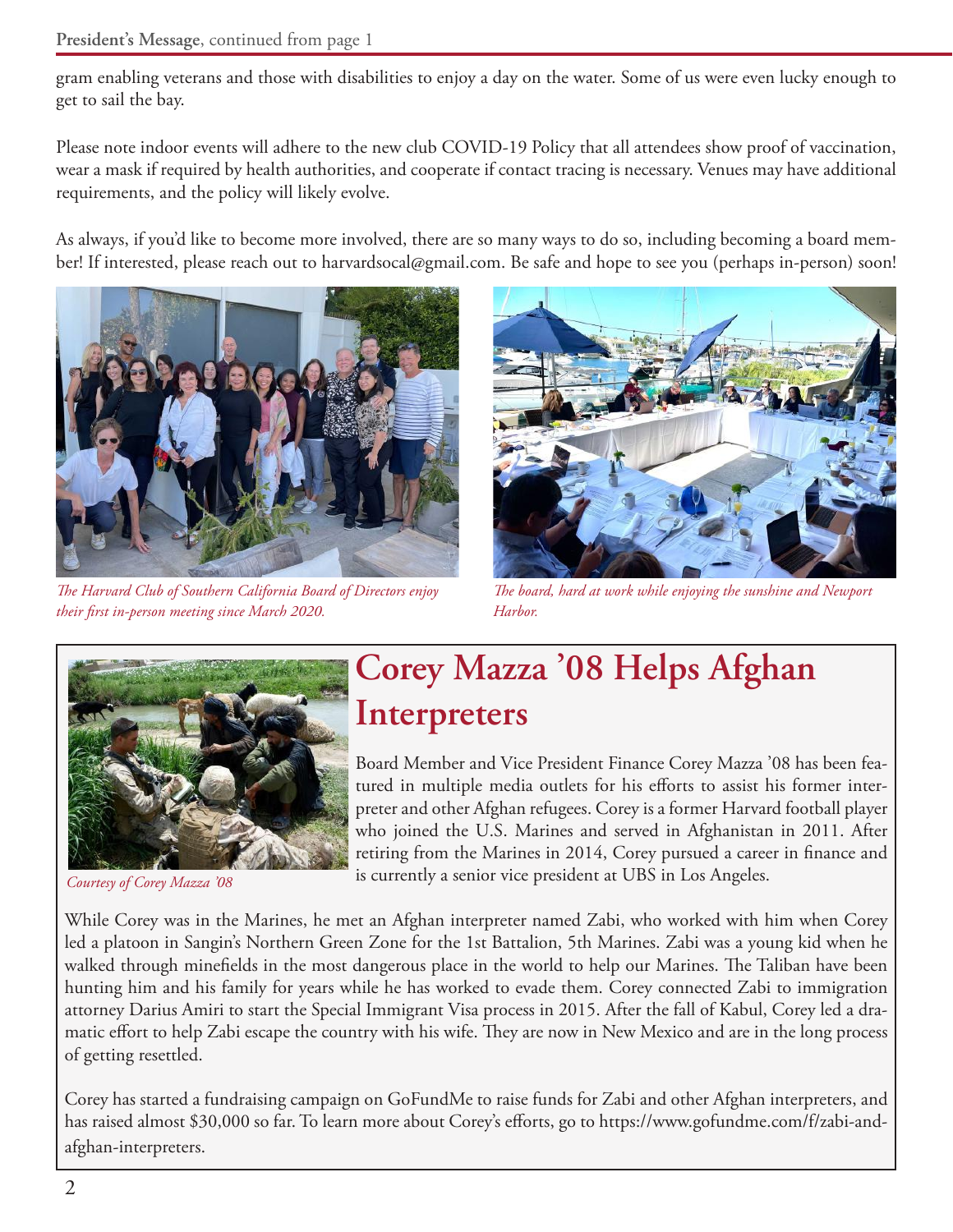**President's Message**, continued from page 1

gram enabling veterans and those with disabilities to enjoy a day on the water. Some of us were even lucky enough to get to sail the bay.

Please note indoor events will adhere to the new club COVID-19 Policy that all attendees show proof of vaccination, wear a mask if required by health authorities, and cooperate if contact tracing is necessary. Venues may have additional requirements, and the policy will likely evolve.

As always, if you'd like to become more involved, there are so many ways to do so, including becoming a board member! If interested, please reach out to harvardsocal@gmail.com. Be safe and hope to see you (perhaps in-person) soon!

*The Harvard Club of Southern California Board of Directors enjoy their first in-person meeting since March 2020.*

*The board, hard at work while enjoying the sunshine and Newport Harbor.*

*Courtesy of Corey Mazza '08*

# Corey Mazza '08 Helps Afghan Interpreters

Board Member and Vice President Finance Corey Mazza '08 has been featured in multiple media outlets for his efforts to assist his former interpreter and other Afghan refugees. Corey is a former Harvard football player who joined the U.S. Marines and served in Afghanistan in 2011. After retiring from the Marines in 2014, Corey pursued a career in finance and is currently a senior vice president at UBS in Los Angeles.

While Corey was in the Marines, he met an Afghan interpreter named Zabi, who worked with him when Corey led a platoon in Sangin's Northern Green Zone for the 1st Battalion, 5th Marines. Zabi was a young kid when he walked through minefields in the most dangerous place in the world to help our Marines. The Taliban have been hunting him and his family for years while he has worked to evade them. Corey connected Zabi to immigration attorney Darius Amiri to start the Special Immigrant Visa process in 2015. After the fall of Kabul, Corey led a dramatic effort to help Zabi escape the country with his wife. They are now in New Mexico and are in the long process of getting resettled.

Corey has started a fundraising campaign on GoFundMe to raise funds for Zabi and other Afghan interpreters, and has raised almost $30,000 so far. To learn more about Corey's efforts, go to https://www.gofundme.com/f/zabi-and-afghan-interpreters.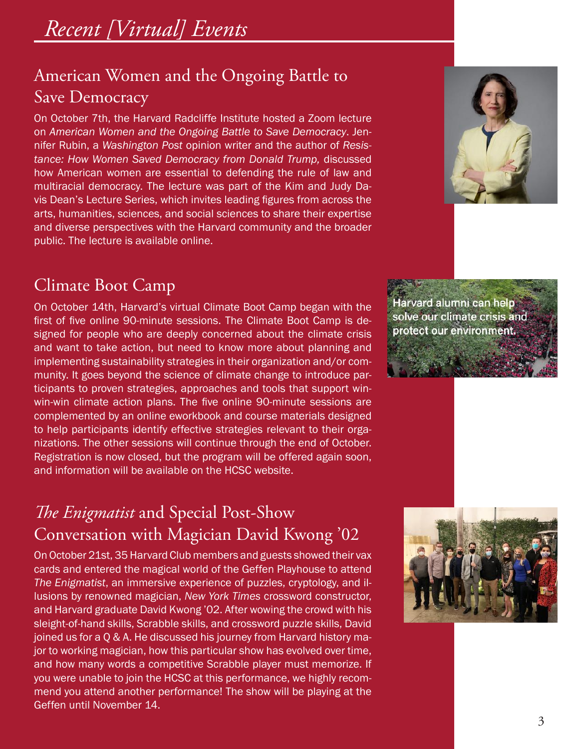# *Recent [Virtual] Events*

## American Women and the Ongoing Battle to Save Democracy

On October 7th, the Harvard Radcliffe Institute hosted a Zoom lecture on *American Women and the Ongoing Battle to Save Democracy*. Jennifer Rubin, a *Washington Post* opinion writer and the author of *Resistance: How Women Saved Democracy from Donald Trump,* discussed how American women are essential to defending the rule of law and multiracial democracy. The lecture was part of the Kim and Judy Davis Dean's Lecture Series, which invites leading figures from across the arts, humanities, sciences, and social sciences to share their expertise and diverse perspectives with the Harvard community and the broader public. The lecture is available online.

## Climate Boot Camp

On October 14th, Harvard's virtual Climate Boot Camp began with the first of five online 90-minute sessions. The Climate Boot Camp is designed for people who are deeply concerned about the climate crisis and want to take action, but need to know more about planning and implementing sustainability strategies in their organization and/or community. It goes beyond the science of climate change to introduce participants to proven strategies, approaches and tools that support win-win-win climate action plans. The five online 90-minute sessions are complemented by an online eworkbook and course materials designed to help participants identify effective strategies relevant to their organizations. The other sessions will continue through the end of October. Registration is now closed, but the program will be offered again soon, and information will be available on the HCSC website.

Harvard alumni can help solve our climate crisis and protect our environment.

## *The Enigmatist* and Special Post-Show Conversation with Magician David Kwong '02

On October 21st, 35 Harvard Club members and guests showed their vax cards and entered the magical world of the Geffen Playhouse to attend *The Enigmatist*, an immersive experience of puzzles, cryptology, and illusions by renowned magician, *New York Times* crossword constructor, and Harvard graduate David Kwong '02. After wowing the crowd with his sleight-of-hand skills, Scrabble skills, and crossword puzzle skills, David joined us for a Q & A. He discussed his journey from Harvard history major to working magician, how this particular show has evolved over time, and how many words a competitive Scrabble player must memorize. If you were unable to join the HCSC at this performance, we highly recommend you attend another performance! The show will be playing at the Geffen until November 14.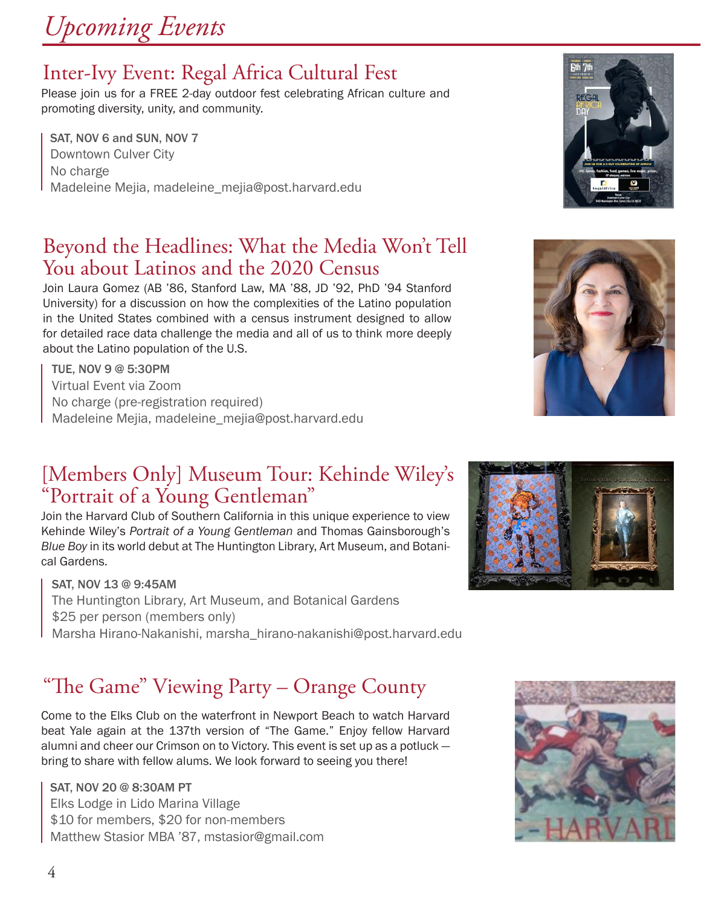# Upcoming Events

## Inter-Ivy Event: Regal Africa Cultural Fest

Please join us for a FREE 2-day outdoor fest celebrating African culture and promoting diversity, unity, and community.

SAT, NOV 6 and SUN, NOV 7
Downtown Culver City
No charge
Madeleine Mejia, madeleine_mejia@post.harvard.edu

## Beyond the Headlines: What the Media Won't Tell You about Latinos and the 2020 Census

Join Laura Gomez (AB '86, Stanford Law, MA '88, JD '92, PhD '94 Stanford University) for a discussion on how the complexities of the Latino population in the United States combined with a census instrument designed to allow for detailed race data challenge the media and all of us to think more deeply about the Latino population of the U.S.

TUE, NOV 9 @ 5:30PM
Virtual Event via Zoom
No charge (pre-registration required)
Madeleine Mejia, madeleine_mejia@post.harvard.edu

## [Members Only] Museum Tour: Kehinde Wiley's "Portrait of a Young Gentleman"

Join the Harvard Club of Southern California in this unique experience to view Kehinde Wiley's *Portrait of a Young Gentleman* and Thomas Gainsborough's *Blue Boy* in its world debut at The Huntington Library, Art Museum, and Botanical Gardens.

SAT, NOV 13 @ 9:45AM
The Huntington Library, Art Museum, and Botanical Gardens
$25 per person (members only)
Marsha Hirano-Nakanishi, marsha_hirano-nakanishi@post.harvard.edu

## "The Game" Viewing Party – Orange County

Come to the Elks Club on the waterfront in Newport Beach to watch Harvard beat Yale again at the 137th version of "The Game." Enjoy fellow Harvard alumni and cheer our Crimson on to Victory. This event is set up as a potluck — bring to share with fellow alums. We look forward to seeing you there!

SAT, NOV 20 @ 8:30AM PT
Elks Lodge in Lido Marina Village
$10 for members, $20 for non-members
Matthew Stasior MBA '87, mstasior@gmail.com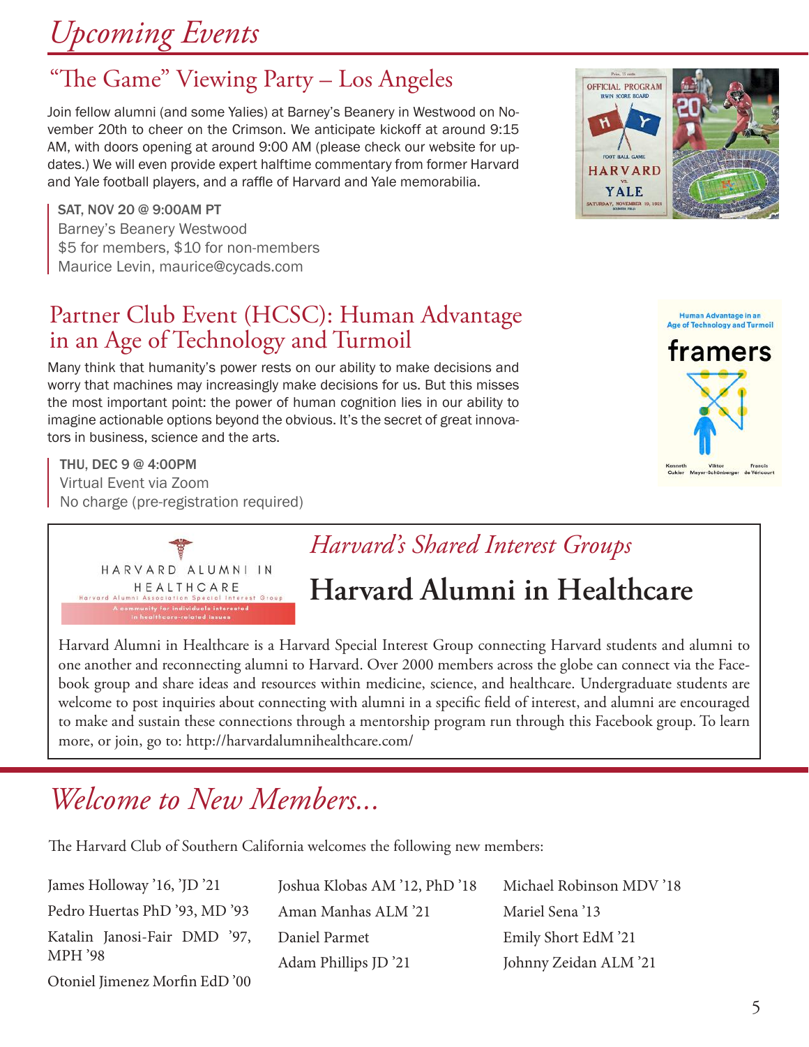# *Upcoming Events*

## "The Game" Viewing Party – Los Angeles

Join fellow alumni (and some Yalies) at Barney's Beanery in Westwood on November 20th to cheer on the Crimson. We anticipate kickoff at around 9:15 AM, with doors opening at around 9:00 AM (please check our website for updates.) We will even provide expert halftime commentary from former Harvard and Yale football players, and a raffle of Harvard and Yale memorabilia.

SAT, NOV 20 @ 9:00AM PT
Barney's Beanery Westwood
$5 for members, $10 for non-members
Maurice Levin, maurice@cycads.com

## Partner Club Event (HCSC): Human Advantage in an Age of Technology and Turmoil

Many think that humanity's power rests on our ability to make decisions and worry that machines may increasingly make decisions for us. But this misses the most important point: the power of human cognition lies in our ability to imagine actionable options beyond the obvious. It's the secret of great innovators in business, science and the arts.

THU, DEC 9 @ 4:00PM
Virtual Event via Zoom
No charge (pre-registration required)

HARVARD ALUMNI IN HEALTHCARE
Harvard Alumni Association Special Interest Group
A community for individuals interested in healthcare-related issues

### *Harvard's Shared Interest Groups*

## Harvard Alumni in Healthcare

Harvard Alumni in Healthcare is a Harvard Special Interest Group connecting Harvard students and alumni to one another and reconnecting alumni to Harvard. Over 2000 members across the globe can connect via the Facebook group and share ideas and resources within medicine, science, and healthcare. Undergraduate students are welcome to post inquiries about connecting with alumni in a specific field of interest, and alumni are encouraged to make and sustain these connections through a mentorship program run through this Facebook group. To learn more, or join, go to: http://harvardalumnihealthcare.com/

# *Welcome to New Members...*

The Harvard Club of Southern California welcomes the following new members:

James Holloway '16, 'JD '21
Pedro Huertas PhD '93, MD '93
Katalin Janosi-Fair DMD '97, MPH '98
Otoniel Jimenez Morfin EdD '00
Joshua Klobas AM '12, PhD '18
Aman Manhas ALM '21
Daniel Parmet
Adam Phillips JD '21
Michael Robinson MDV '18
Mariel Sena '13
Emily Short EdM '21
Johnny Zeidan ALM '21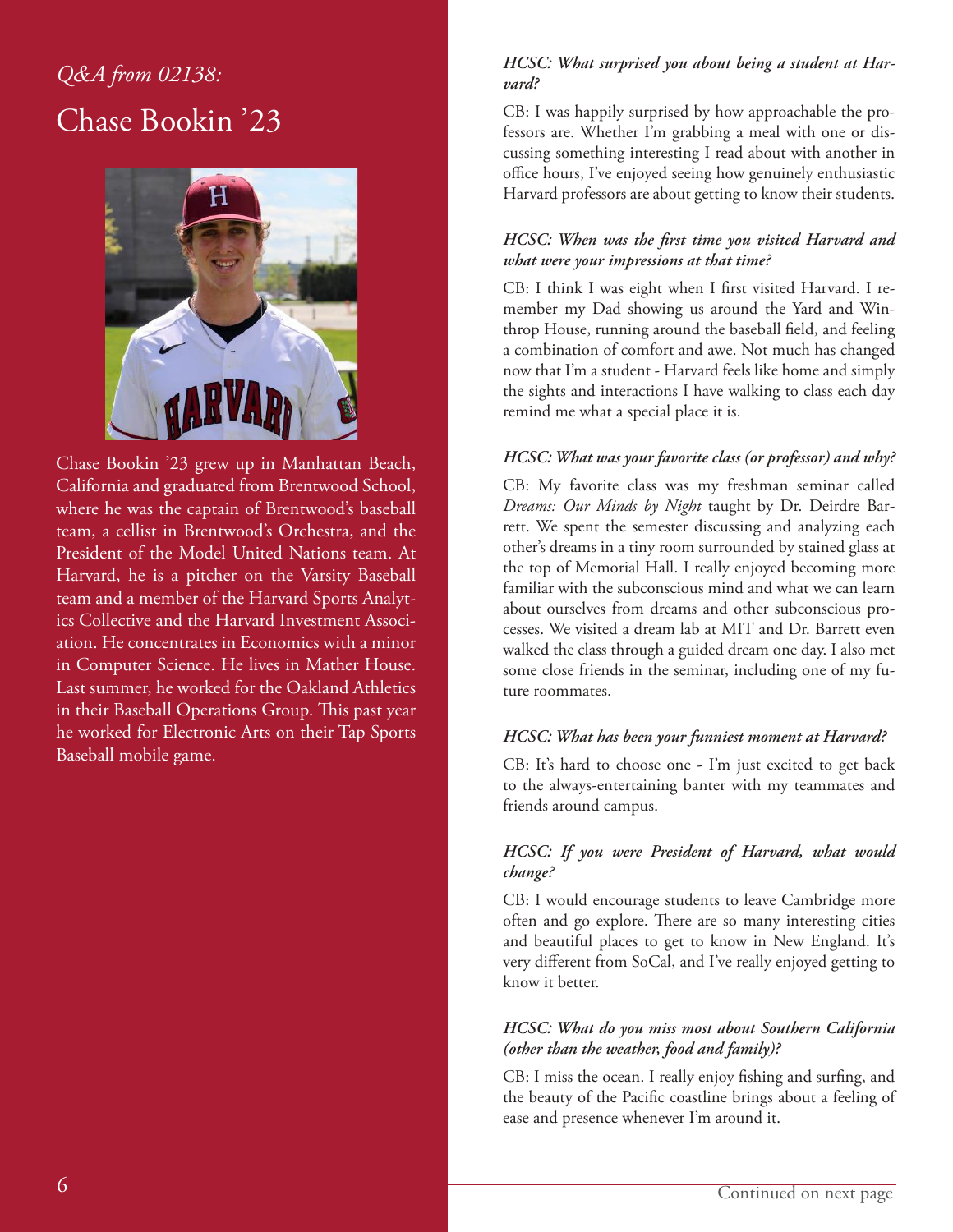*Q&A from 02138:*

# Chase Bookin '23

Chase Bookin '23 grew up in Manhattan Beach, California and graduated from Brentwood School, where he was the captain of Brentwood's baseball team, a cellist in Brentwood's Orchestra, and the President of the Model United Nations team. At Harvard, he is a pitcher on the Varsity Baseball team and a member of the Harvard Sports Analytics Collective and the Harvard Investment Association. He concentrates in Economics with a minor in Computer Science. He lives in Mather House. Last summer, he worked for the Oakland Athletics in their Baseball Operations Group. This past year he worked for Electronic Arts on their Tap Sports Baseball mobile game.

***HCSC: What surprised you about being a student at Harvard?***

CB: I was happily surprised by how approachable the professors are. Whether I'm grabbing a meal with one or discussing something interesting I read about with another in office hours, I've enjoyed seeing how genuinely enthusiastic Harvard professors are about getting to know their students.

***HCSC: When was the first time you visited Harvard and what were your impressions at that time?***

CB: I think I was eight when I first visited Harvard. I remember my Dad showing us around the Yard and Winthrop House, running around the baseball field, and feeling a combination of comfort and awe. Not much has changed now that I'm a student - Harvard feels like home and simply the sights and interactions I have walking to class each day remind me what a special place it is.

***HCSC: What was your favorite class (or professor) and why?***

CB: My favorite class was my freshman seminar called *Dreams: Our Minds by Night* taught by Dr. Deirdre Barrett. We spent the semester discussing and analyzing each other's dreams in a tiny room surrounded by stained glass at the top of Memorial Hall. I really enjoyed becoming more familiar with the subconscious mind and what we can learn about ourselves from dreams and other subconscious processes. We visited a dream lab at MIT and Dr. Barrett even walked the class through a guided dream one day. I also met some close friends in the seminar, including one of my future roommates.

***HCSC: What has been your funniest moment at Harvard?***

CB: It's hard to choose one - I'm just excited to get back to the always-entertaining banter with my teammates and friends around campus.

***HCSC: If you were President of Harvard, what would change?***

CB: I would encourage students to leave Cambridge more often and go explore. There are so many interesting cities and beautiful places to get to know in New England. It's very different from SoCal, and I've really enjoyed getting to know it better.

***HCSC: What do you miss most about Southern California (other than the weather, food and family)?***

CB: I miss the ocean. I really enjoy fishing and surfing, and the beauty of the Pacific coastline brings about a feeling of ease and presence whenever I'm around it.

Continued on next page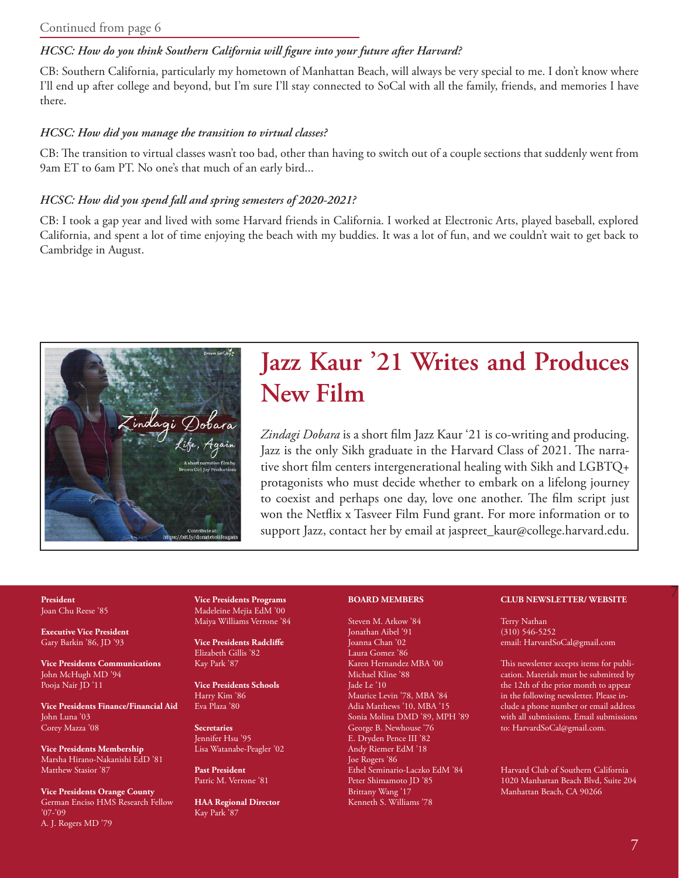Continued from page 6

***HCSC: How do you think Southern California will figure into your future after Harvard?***

CB: Southern California, particularly my hometown of Manhattan Beach, will always be very special to me. I don't know where I'll end up after college and beyond, but I'm sure I'll stay connected to SoCal with all the family, friends, and memories I have there.

***HCSC: How did you manage the transition to virtual classes?***

CB: The transition to virtual classes wasn't too bad, other than having to switch out of a couple sections that suddenly went from 9am ET to 6am PT. No one's that much of an early bird...

***HCSC: How did you spend fall and spring semesters of 2020-2021?***

CB: I took a gap year and lived with some Harvard friends in California. I worked at Electronic Arts, played baseball, explored California, and spent a lot of time enjoying the beach with my buddies. It was a lot of fun, and we couldn't wait to get back to Cambridge in August.

## Jazz Kaur '21 Writes and Produces New Film

*Zindagi Dobara* is a short film Jazz Kaur '21 is co-writing and producing. Jazz is the only Sikh graduate in the Harvard Class of 2021. The narrative short film centers intergenerational healing with Sikh and LGBTQ+ protagonists who must decide whether to embark on a lifelong journey to coexist and perhaps one day, love one another. The film script just won the Netflix x Tasveer Film Fund grant. For more information or to support Jazz, contact her by email at jaspreet_kaur@college.harvard.edu.

**President**
Joan Chu Reese '85

**Executive Vice President**
Gary Barkin '86, JD '93

**Vice Presidents Communications**
John McHugh MD '94
Pooja Nair JD '11

**Vice Presidents Finance/Financial Aid**
John Luna '03
Corey Mazza '08

**Vice Presidents Membership**
Marsha Hirano-Nakanishi EdD '81
Matthew Stasior '87

**Vice Presidents Orange County**
German Enciso HMS Research Fellow '07-'09
A. J. Rogers MD '79

**Vice Presidents Programs**
Madeleine Mejia EdM '00
Maiya Williams Verrone '84

**Vice Presidents Radcliffe**
Elizabeth Gillis '82
Kay Park '87

**Vice Presidents Schools**
Harry Kim '86
Eva Plaza '80

**Secretaries**
Jennifer Hsu '95
Lisa Watanabe-Peagler '02

**Past President**
Patric M. Verrone '81

**HAA Regional Director**
Kay Park '87

**BOARD MEMBERS**

Steven M. Arkow '84
Jonathan Aibel '91
Joanna Chan '02
Laura Gomez '86
Karen Hernandez MBA '00
Michael Kline '88
Jade Le '10
Maurice Levin '78, MBA '84
Adia Matthews '10, MBA '15
Sonia Molina DMD '89, MPH '89
George B. Newhouse '76
E. Dryden Pence III '82
Andy Riemer EdM '18
Joe Rogers '86
Ethel Seminario-Laczko EdM '84
Peter Shimamoto JD '85
Brittany Wang '17
Kenneth S. Williams '78

**CLUB NEWSLETTER/ WEBSITE**

Terry Nathan
(310) 546-5252
email: HarvardSoCal@gmail.com

This newsletter accepts items for publication. Materials must be submitted by the 12th of the prior month to appear in the following newsletter. Please include a phone number or email address with all submissions. Email submissions to: HarvardSoCal@gmail.com.

Harvard Club of Southern California
1020 Manhattan Beach Blvd, Suite 204
Manhattan Beach, CA 90266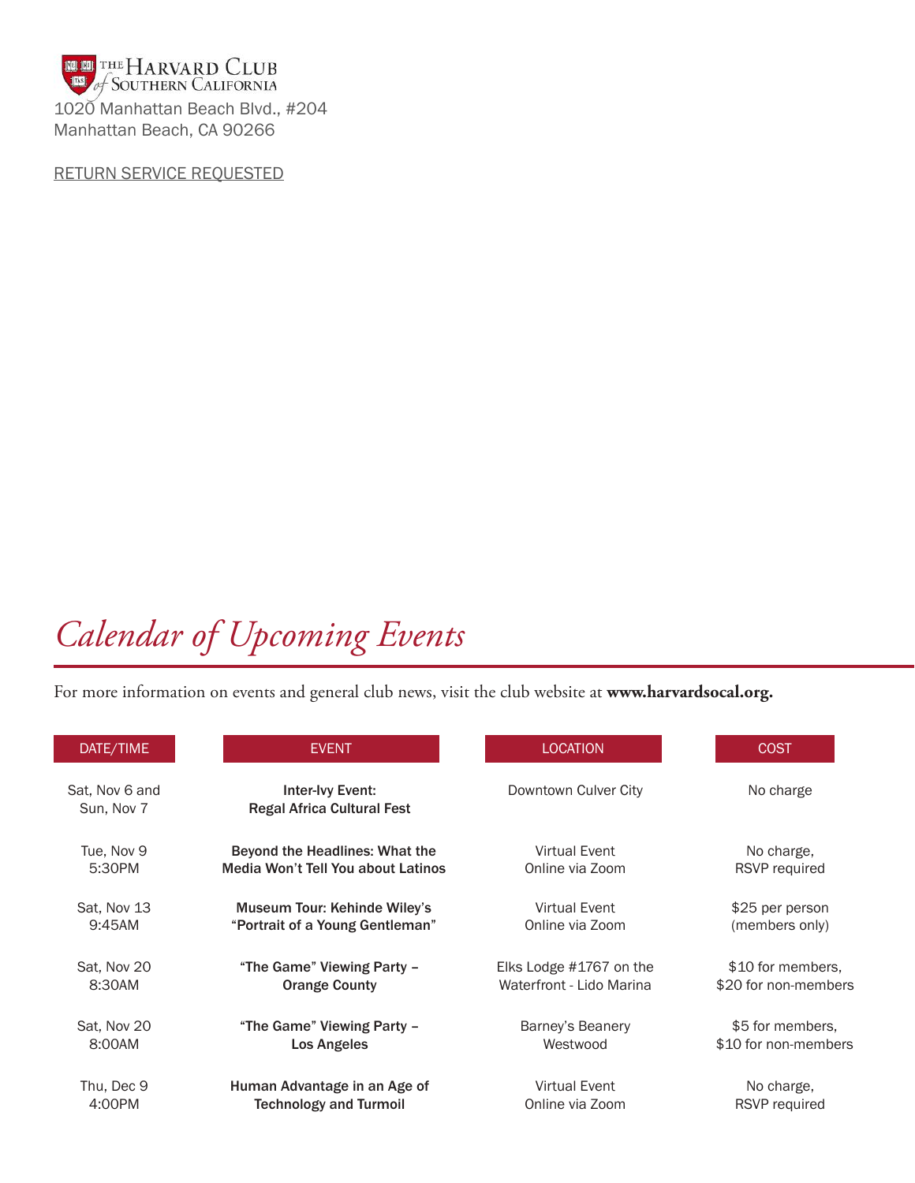THE HARVARD CLUB of SOUTHERN CALIFORNIA

1020 Manhattan Beach Blvd., #204
Manhattan Beach, CA 90266

RETURN SERVICE REQUESTED

# *Calendar of Upcoming Events*

For more information on events and general club news, visit the club website at **www.harvardsocal.org.**

| DATE/TIME | EVENT | LOCATION | COST |
|---|---|---|---|
| Sat, Nov 6 and Sun, Nov 7 | **Inter-Ivy Event: Regal Africa Cultural Fest** | Downtown Culver City | No charge |
| Tue, Nov 9 5:30PM | **Beyond the Headlines: What the Media Won't Tell You about Latinos** | Virtual Event Online via Zoom | No charge, RSVP required |
| Sat, Nov 13 9:45AM | **Museum Tour: Kehinde Wiley's "Portrait of a Young Gentleman"** | Virtual Event Online via Zoom | $25 per person (members only) |
| Sat, Nov 20 8:30AM | **"The Game" Viewing Party – Orange County** | Elks Lodge #1767 on the Waterfront - Lido Marina | $10 for members, $20 for non-members |
| Sat, Nov 20 8:00AM | **"The Game" Viewing Party – Los Angeles** | Barney's Beanery Westwood | $5 for members, $10 for non-members |
| Thu, Dec 9 4:00PM | **Human Advantage in an Age of Technology and Turmoil** | Virtual Event Online via Zoom | No charge, RSVP required |